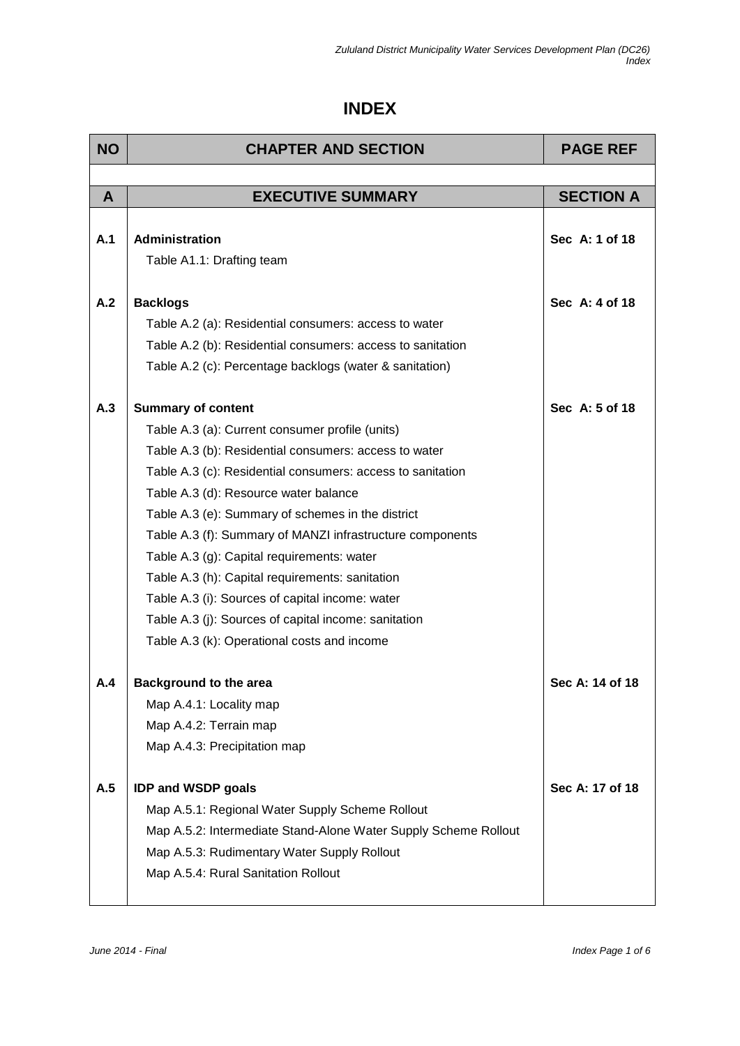# INDEX

| NO | CHAPTER AND SECTION | PAGE REF |
|---|---|---|
| **A** | **EXECUTIVE SUMMARY** | **SECTION A** |
| **A.1** | **Administration**<br>Table A1.1: Drafting team | **Sec A: 1 of 18** |
| **A.2** | **Backlogs**<br>Table A.2 (a): Residential consumers: access to water<br>Table A.2 (b): Residential consumers: access to sanitation<br>Table A.2 (c): Percentage backlogs (water & sanitation) | **Sec A: 4 of 18** |
| **A.3** | **Summary of content**<br>Table A.3 (a): Current consumer profile (units)<br>Table A.3 (b): Residential consumers: access to water<br>Table A.3 (c): Residential consumers: access to sanitation<br>Table A.3 (d): Resource water balance<br>Table A.3 (e): Summary of schemes in the district<br>Table A.3 (f): Summary of MANZI infrastructure components<br>Table A.3 (g): Capital requirements: water<br>Table A.3 (h): Capital requirements: sanitation<br>Table A.3 (i): Sources of capital income: water<br>Table A.3 (j): Sources of capital income: sanitation<br>Table A.3 (k): Operational costs and income | **Sec A: 5 of 18** |
| **A.4** | **Background to the area**<br>Map A.4.1: Locality map<br>Map A.4.2: Terrain map<br>Map A.4.3: Precipitation map | **Sec A: 14 of 18** |
| **A.5** | **IDP and WSDP goals**<br>Map A.5.1: Regional Water Supply Scheme Rollout<br>Map A.5.2: Intermediate Stand-Alone Water Supply Scheme Rollout<br>Map A.5.3: Rudimentary Water Supply Rollout<br>Map A.5.4: Rural Sanitation Rollout | **Sec A: 17 of 18** |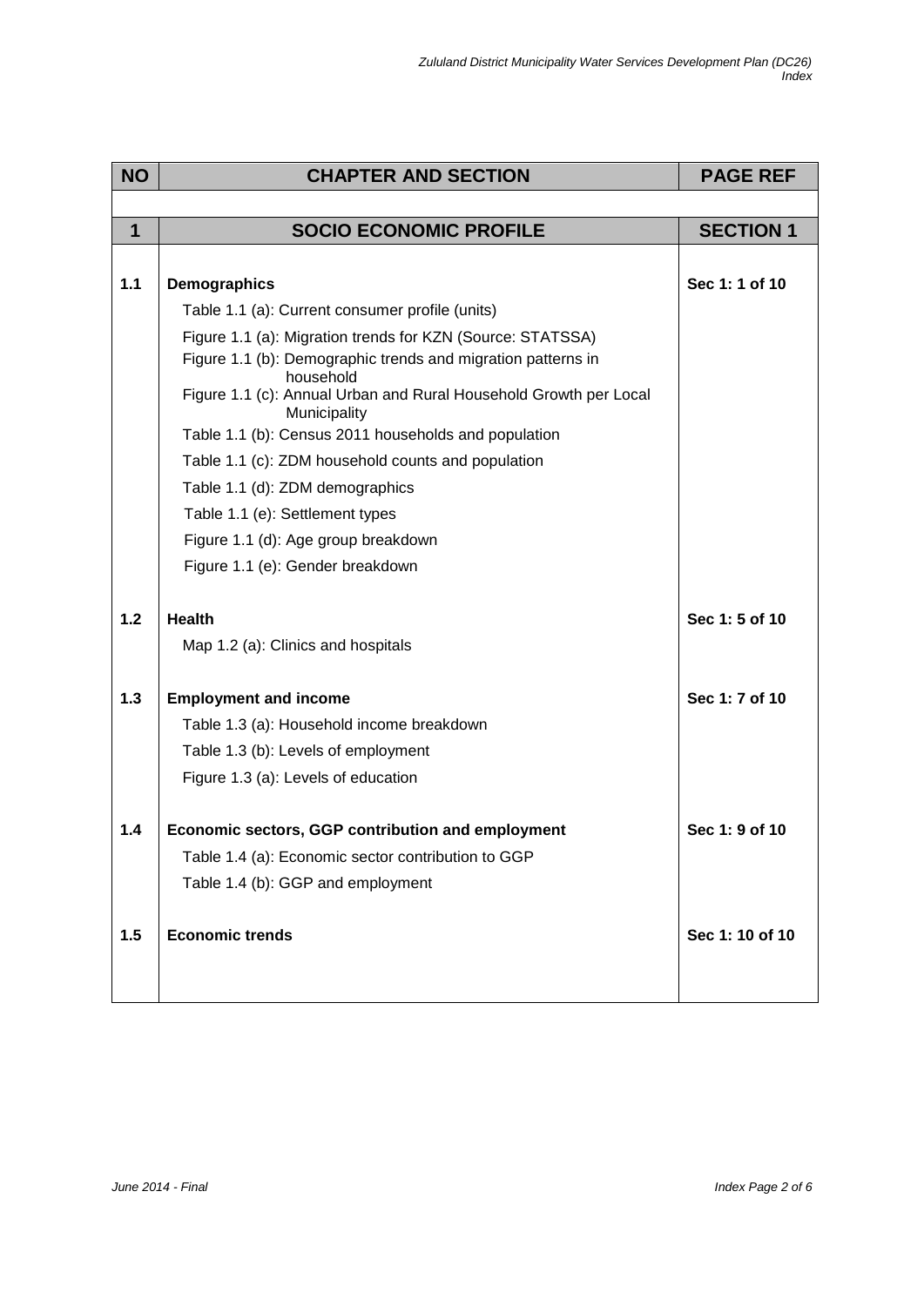| NO | CHAPTER AND SECTION | PAGE REF |
|---|---|---|
| **1** | **SOCIO ECONOMIC PROFILE** | **SECTION 1** |
| **1.1** | **Demographics** | **Sec 1: 1 of 10** |
| | Table 1.1 (a): Current consumer profile (units) | |
| | Figure 1.1 (a): Migration trends for KZN (Source: STATSSA) | |
| | Figure 1.1 (b): Demographic trends and migration patterns in household | |
| | Figure 1.1 (c): Annual Urban and Rural Household Growth per Local Municipality | |
| | Table 1.1 (b): Census 2011 households and population | |
| | Table 1.1 (c): ZDM household counts and population | |
| | Table 1.1 (d): ZDM demographics | |
| | Table 1.1 (e): Settlement types | |
| | Figure 1.1 (d): Age group breakdown | |
| | Figure 1.1 (e): Gender breakdown | |
| **1.2** | **Health** | **Sec 1: 5 of 10** |
| | Map 1.2 (a): Clinics and hospitals | |
| **1.3** | **Employment and income** | **Sec 1: 7 of 10** |
| | Table 1.3 (a): Household income breakdown | |
| | Table 1.3 (b): Levels of employment | |
| | Figure 1.3 (a): Levels of education | |
| **1.4** | **Economic sectors, GGP contribution and employment** | **Sec 1: 9 of 10** |
| | Table 1.4 (a): Economic sector contribution to GGP | |
| | Table 1.4 (b): GGP and employment | |
| **1.5** | **Economic trends** | **Sec 1: 10 of 10** |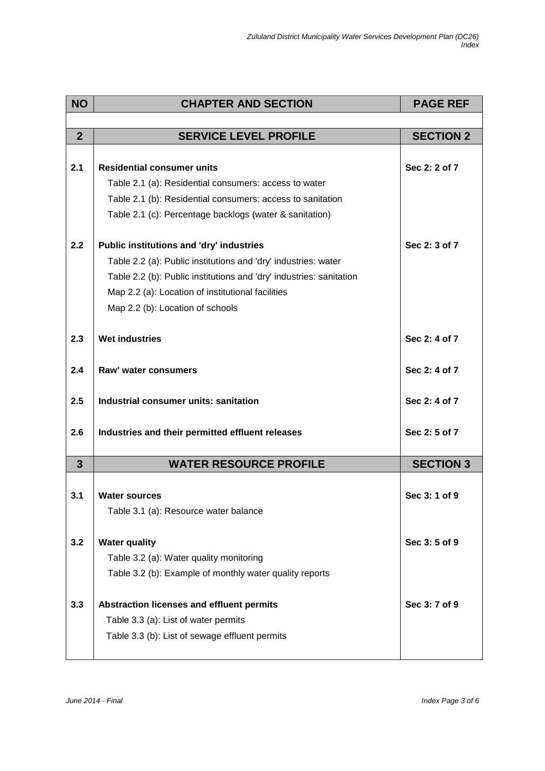| NO | CHAPTER AND SECTION | PAGE REF |
|---|---|---|
| **2** | **SERVICE LEVEL PROFILE** | **SECTION 2** |
| **2.1** | **Residential consumer units**<br>Table 2.1 (a): Residential consumers: access to water<br>Table 2.1 (b): Residential consumers: access to sanitation<br>Table 2.1 (c): Percentage backlogs (water & sanitation) | **Sec 2: 2 of 7** |
| **2.2** | **Public institutions and 'dry' industries**<br>Table 2.2 (a): Public institutions and 'dry' industries: water<br>Table 2.2 (b): Public institutions and 'dry' industries: sanitation<br>Map 2.2 (a): Location of institutional facilities<br>Map 2.2 (b): Location of schools | **Sec 2: 3 of 7** |
| **2.3** | **Wet industries** | **Sec 2: 4 of 7** |
| **2.4** | **Raw' water consumers** | **Sec 2: 4 of 7** |
| **2.5** | **Industrial consumer units: sanitation** | **Sec 2: 4 of 7** |
| **2.6** | **Industries and their permitted effluent releases** | **Sec 2: 5 of 7** |
| **3** | **WATER RESOURCE PROFILE** | **SECTION 3** |
| **3.1** | **Water sources**<br>Table 3.1 (a): Resource water balance | **Sec 3: 1 of 9** |
| **3.2** | **Water quality**<br>Table 3.2 (a): Water quality monitoring<br>Table 3.2 (b): Example of monthly water quality reports | **Sec 3: 5 of 9** |
| **3.3** | **Abstraction licenses and effluent permits**<br>Table 3.3 (a): List of water permits<br>Table 3.3 (b): List of sewage effluent permits | **Sec 3: 7 of 9** |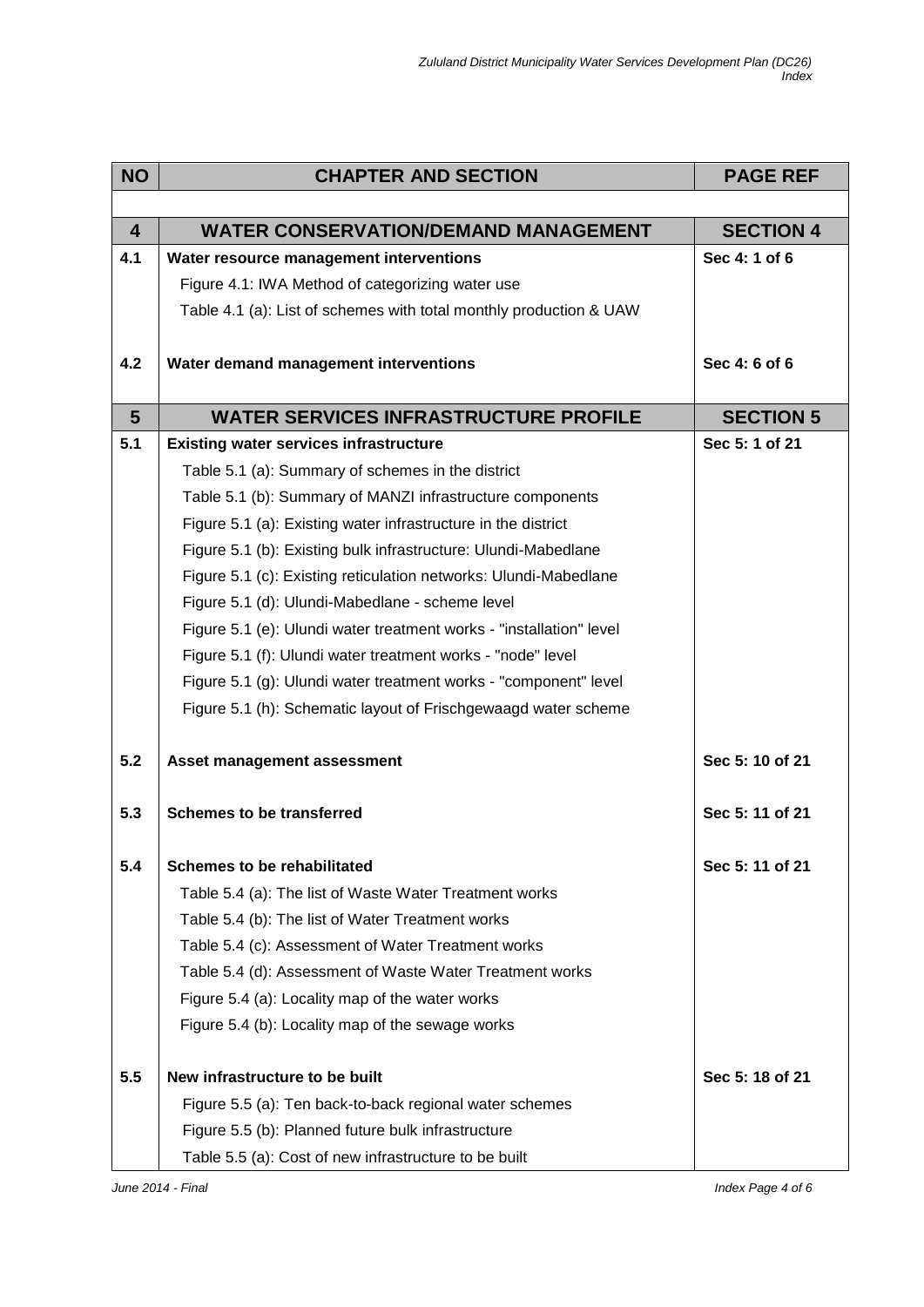| NO | CHAPTER AND SECTION | PAGE REF |
|---|---|---|
| | | |
| **4** | **WATER CONSERVATION/DEMAND MANAGEMENT** | **SECTION 4** |
| **4.1** | **Water resource management interventions** | **Sec 4: 1 of 6** |
| | Figure 4.1: IWA Method of categorizing water use | |
| | Table 4.1 (a): List of schemes with total monthly production & UAW | |
| **4.2** | **Water demand management interventions** | **Sec 4: 6 of 6** |
| **5** | **WATER SERVICES INFRASTRUCTURE PROFILE** | **SECTION 5** |
| **5.1** | **Existing water services infrastructure** | **Sec 5: 1 of 21** |
| | Table 5.1 (a): Summary of schemes in the district | |
| | Table 5.1 (b): Summary of MANZI infrastructure components | |
| | Figure 5.1 (a): Existing water infrastructure in the district | |
| | Figure 5.1 (b): Existing bulk infrastructure: Ulundi-Mabedlane | |
| | Figure 5.1 (c): Existing reticulation networks: Ulundi-Mabedlane | |
| | Figure 5.1 (d): Ulundi-Mabedlane - scheme level | |
| | Figure 5.1 (e): Ulundi water treatment works - "installation" level | |
| | Figure 5.1 (f): Ulundi water treatment works - "node" level | |
| | Figure 5.1 (g): Ulundi water treatment works - "component" level | |
| | Figure 5.1 (h): Schematic layout of Frischgewaagd water scheme | |
| **5.2** | **Asset management assessment** | **Sec 5: 10 of 21** |
| **5.3** | **Schemes to be transferred** | **Sec 5: 11 of 21** |
| **5.4** | **Schemes to be rehabilitated** | **Sec 5: 11 of 21** |
| | Table 5.4 (a): The list of Waste Water Treatment works | |
| | Table 5.4 (b): The list of Water Treatment works | |
| | Table 5.4 (c): Assessment of Water Treatment works | |
| | Table 5.4 (d): Assessment of Waste Water Treatment works | |
| | Figure 5.4 (a): Locality map of the water works | |
| | Figure 5.4 (b): Locality map of the sewage works | |
| **5.5** | **New infrastructure to be built** | **Sec 5: 18 of 21** |
| | Figure 5.5 (a): Ten back-to-back regional water schemes | |
| | Figure 5.5 (b): Planned future bulk infrastructure | |
| | Table 5.5 (a): Cost of new infrastructure to be built | |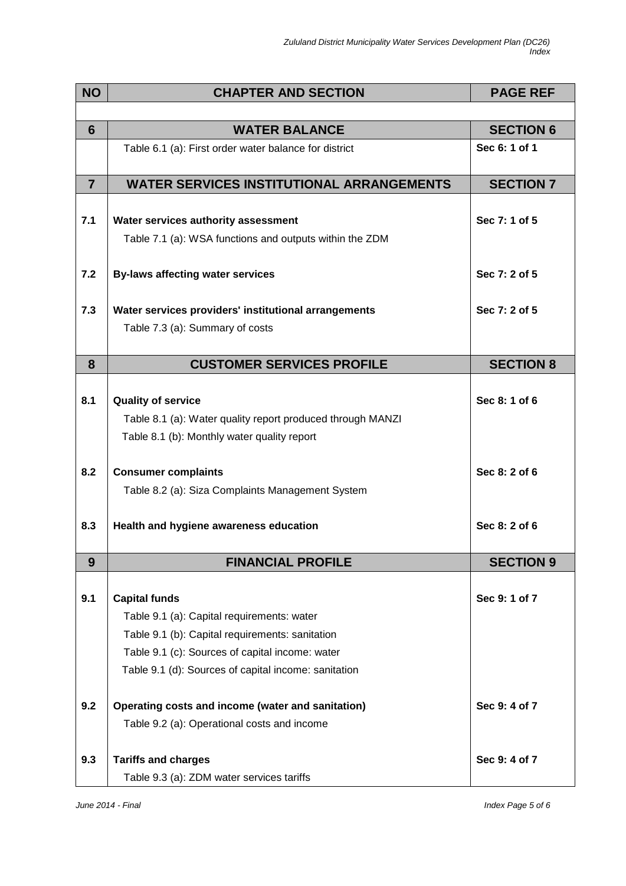| NO | CHAPTER AND SECTION | PAGE REF |
|---|---|---|
| | | |
| **6** | **WATER BALANCE** | **SECTION 6** |
| | Table 6.1 (a): First order water balance for district | **Sec 6: 1 of 1** |
| **7** | **WATER SERVICES INSTITUTIONAL ARRANGEMENTS** | **SECTION 7** |
| **7.1** | **Water services authority assessment** | **Sec 7: 1 of 5** |
| | Table 7.1 (a): WSA functions and outputs within the ZDM | |
| **7.2** | **By-laws affecting water services** | **Sec 7: 2 of 5** |
| **7.3** | **Water services providers' institutional arrangements** | **Sec 7: 2 of 5** |
| | Table 7.3 (a): Summary of costs | |
| **8** | **CUSTOMER SERVICES PROFILE** | **SECTION 8** |
| **8.1** | **Quality of service** | **Sec 8: 1 of 6** |
| | Table 8.1 (a): Water quality report produced through MANZI | |
| | Table 8.1 (b): Monthly water quality report | |
| **8.2** | **Consumer complaints** | **Sec 8: 2 of 6** |
| | Table 8.2 (a): Siza Complaints Management System | |
| **8.3** | **Health and hygiene awareness education** | **Sec 8: 2 of 6** |
| **9** | **FINANCIAL PROFILE** | **SECTION 9** |
| **9.1** | **Capital funds** | **Sec 9: 1 of 7** |
| | Table 9.1 (a): Capital requirements: water | |
| | Table 9.1 (b): Capital requirements: sanitation | |
| | Table 9.1 (c): Sources of capital income: water | |
| | Table 9.1 (d): Sources of capital income: sanitation | |
| **9.2** | **Operating costs and income (water and sanitation)** | **Sec 9: 4 of 7** |
| | Table 9.2 (a): Operational costs and income | |
| **9.3** | **Tariffs and charges** | **Sec 9: 4 of 7** |
| | Table 9.3 (a): ZDM water services tariffs | |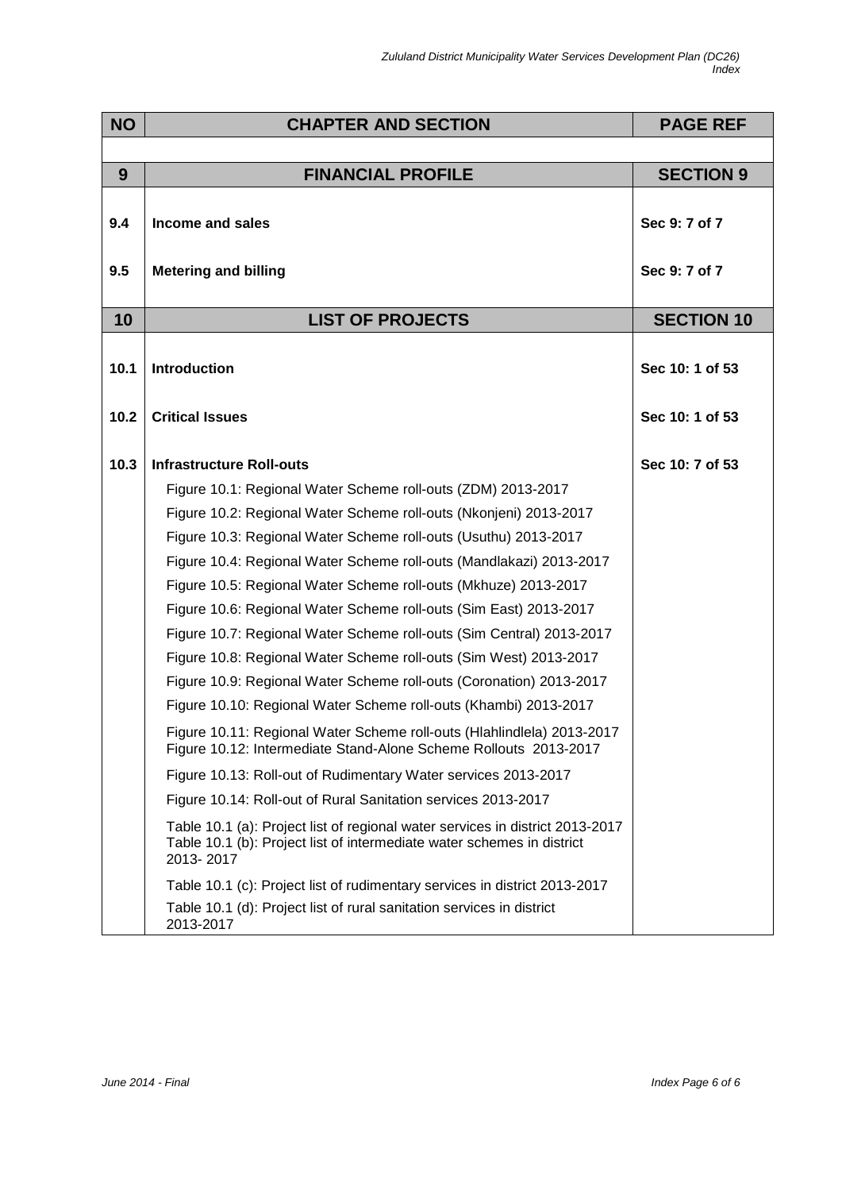| NO | CHAPTER AND SECTION | PAGE REF |
|---|---|---|
| | | |
| **9** | **FINANCIAL PROFILE** | **SECTION 9** |
| **9.4** | **Income and sales** | **Sec 9: 7 of 7** |
| **9.5** | **Metering and billing** | **Sec 9: 7 of 7** |
| **10** | **LIST OF PROJECTS** | **SECTION 10** |
| **10.1** | **Introduction** | **Sec 10: 1 of 53** |
| **10.2** | **Critical Issues** | **Sec 10: 1 of 53** |
| **10.3** | **Infrastructure Roll-outs** | **Sec 10: 7 of 53** |
| | Figure 10.1: Regional Water Scheme roll-outs (ZDM) 2013-2017 | |
| | Figure 10.2: Regional Water Scheme roll-outs (Nkonjeni) 2013-2017 | |
| | Figure 10.3: Regional Water Scheme roll-outs (Usuthu) 2013-2017 | |
| | Figure 10.4: Regional Water Scheme roll-outs (Mandlakazi) 2013-2017 | |
| | Figure 10.5: Regional Water Scheme roll-outs (Mkhuze) 2013-2017 | |
| | Figure 10.6: Regional Water Scheme roll-outs (Sim East) 2013-2017 | |
| | Figure 10.7: Regional Water Scheme roll-outs (Sim Central) 2013-2017 | |
| | Figure 10.8: Regional Water Scheme roll-outs (Sim West) 2013-2017 | |
| | Figure 10.9: Regional Water Scheme roll-outs (Coronation) 2013-2017 | |
| | Figure 10.10: Regional Water Scheme roll-outs (Khambi) 2013-2017 | |
| | Figure 10.11: Regional Water Scheme roll-outs (Hlahlindlela) 2013-2017 | |
| | Figure 10.12: Intermediate Stand-Alone Scheme Rollouts 2013-2017 | |
| | Figure 10.13: Roll-out of Rudimentary Water services 2013-2017 | |
| | Figure 10.14: Roll-out of Rural Sanitation services 2013-2017 | |
| | Table 10.1 (a): Project list of regional water services in district 2013-2017 | |
| | Table 10.1 (b): Project list of intermediate water schemes in district 2013- 2017 | |
| | Table 10.1 (c): Project list of rudimentary services in district 2013-2017 | |
| | Table 10.1 (d): Project list of rural sanitation services in district 2013-2017 | |